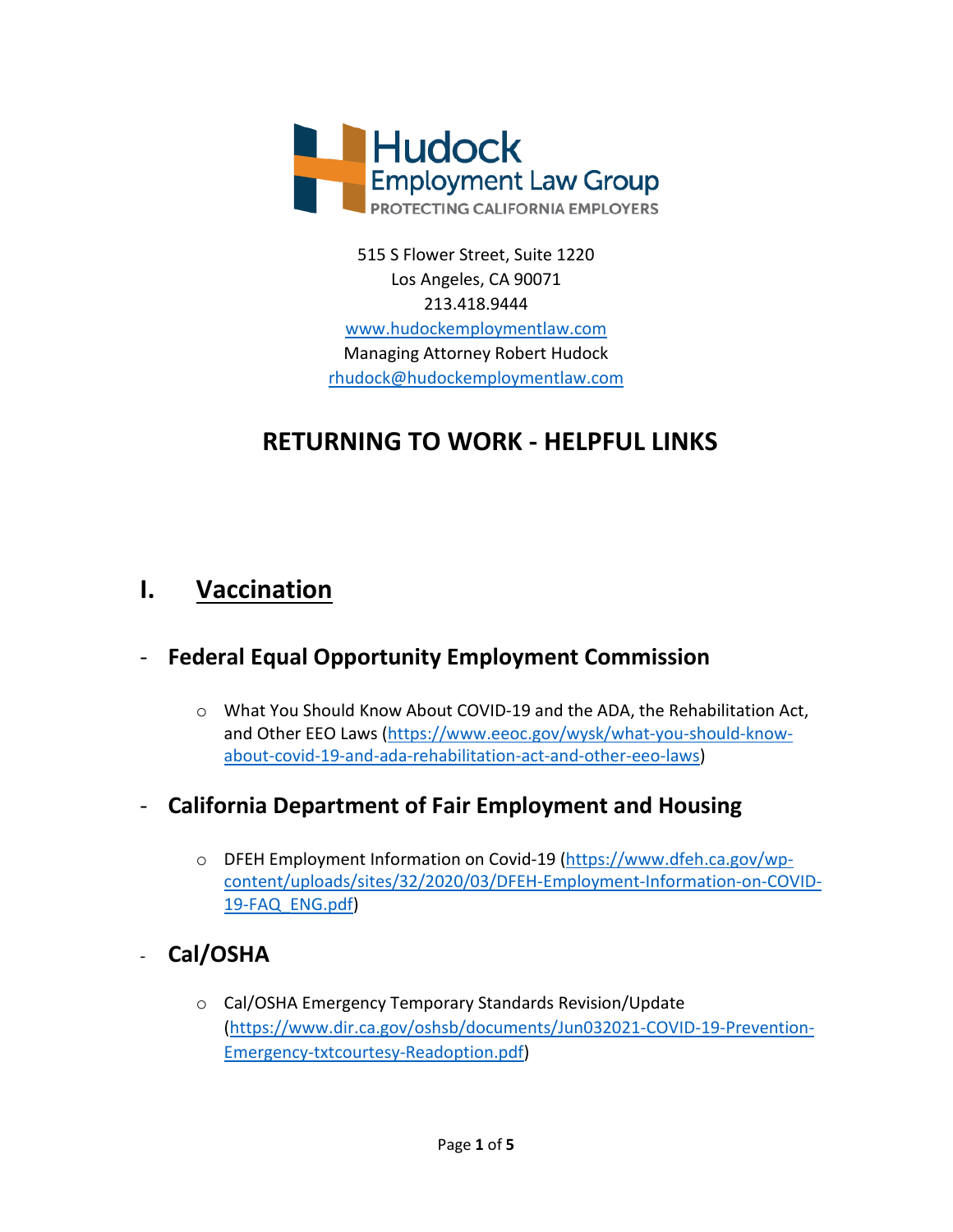Hudock
Employment Law Group
PROTECTING CALIFORNIA EMPLOYERS

515 S Flower Street, Suite 1220
Los Angeles, CA 90071
213.418.9444
www.hudockemploymentlaw.com
Managing Attorney Robert Hudock
rhudock@hudockemploymentlaw.com

# RETURNING TO WORK - HELPFUL LINKS

## I. Vaccination

### - Federal Equal Opportunity Employment Commission

- What You Should Know About COVID-19 and the ADA, the Rehabilitation Act, and Other EEO Laws (https://www.eeoc.gov/wysk/what-you-should-know-about-covid-19-and-ada-rehabilitation-act-and-other-eeo-laws)

### - California Department of Fair Employment and Housing

- DFEH Employment Information on Covid-19 (https://www.dfeh.ca.gov/wp-content/uploads/sites/32/2020/03/DFEH-Employment-Information-on-COVID-19-FAQ_ENG.pdf)

### - Cal/OSHA

- Cal/OSHA Emergency Temporary Standards Revision/Update (https://www.dir.ca.gov/oshsb/documents/Jun032021-COVID-19-Prevention-Emergency-txtcourtesy-Readoption.pdf)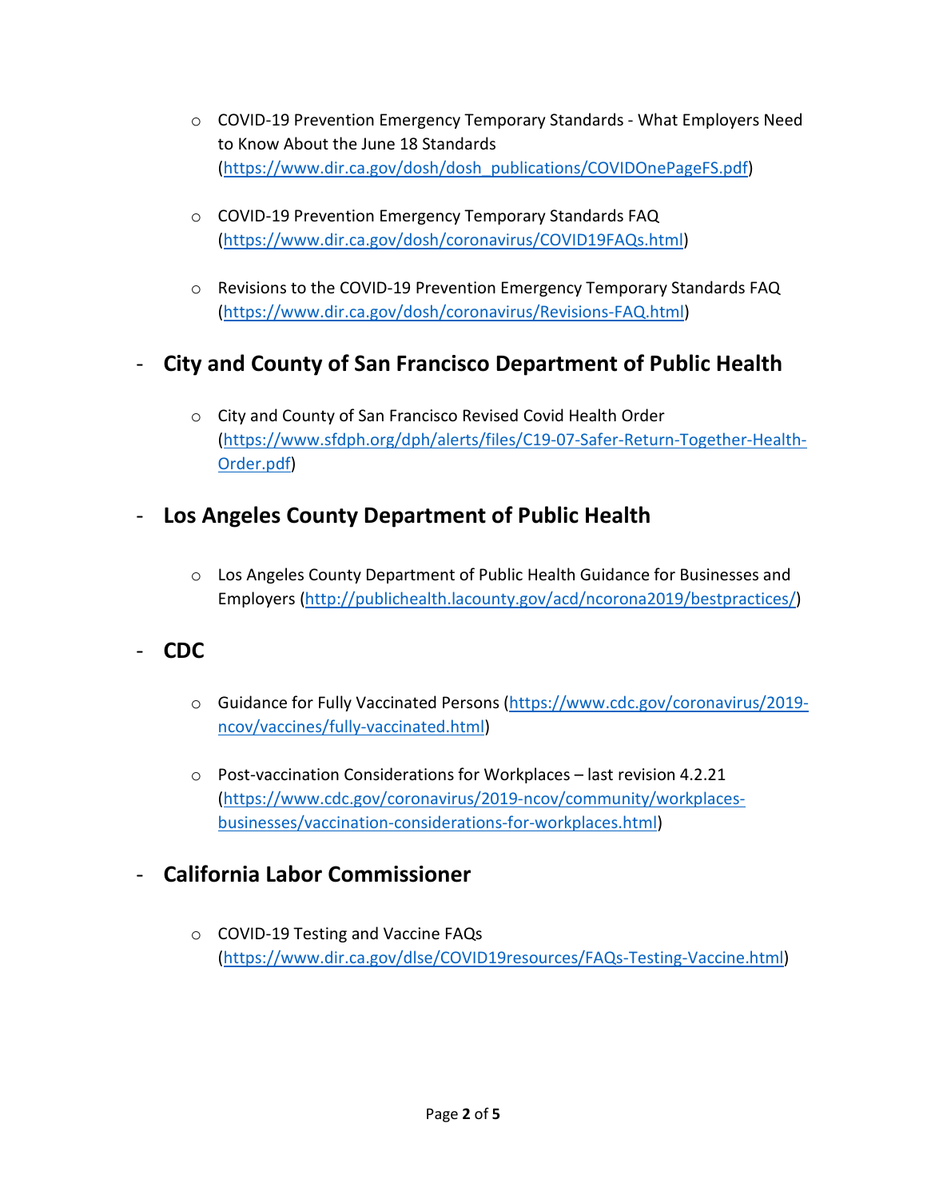- COVID-19 Prevention Emergency Temporary Standards - What Employers Need to Know About the June 18 Standards (https://www.dir.ca.gov/dosh/dosh_publications/COVIDOnePageFS.pdf)

  - COVID-19 Prevention Emergency Temporary Standards FAQ (https://www.dir.ca.gov/dosh/coronavirus/COVID19FAQs.html)

  - Revisions to the COVID-19 Prevention Emergency Temporary Standards FAQ (https://www.dir.ca.gov/dosh/coronavirus/Revisions-FAQ.html)

- **City and County of San Francisco Department of Public Health**

  - City and County of San Francisco Revised Covid Health Order (https://www.sfdph.org/dph/alerts/files/C19-07-Safer-Return-Together-Health-Order.pdf)

- **Los Angeles County Department of Public Health**

  - Los Angeles County Department of Public Health Guidance for Businesses and Employers (http://publichealth.lacounty.gov/acd/ncorona2019/bestpractices/)

- **CDC**

  - Guidance for Fully Vaccinated Persons (https://www.cdc.gov/coronavirus/2019-ncov/vaccines/fully-vaccinated.html)

  - Post-vaccination Considerations for Workplaces – last revision 4.2.21 (https://www.cdc.gov/coronavirus/2019-ncov/community/workplaces-businesses/vaccination-considerations-for-workplaces.html)

- **California Labor Commissioner**

  - COVID-19 Testing and Vaccine FAQs (https://www.dir.ca.gov/dlse/COVID19resources/FAQs-Testing-Vaccine.html)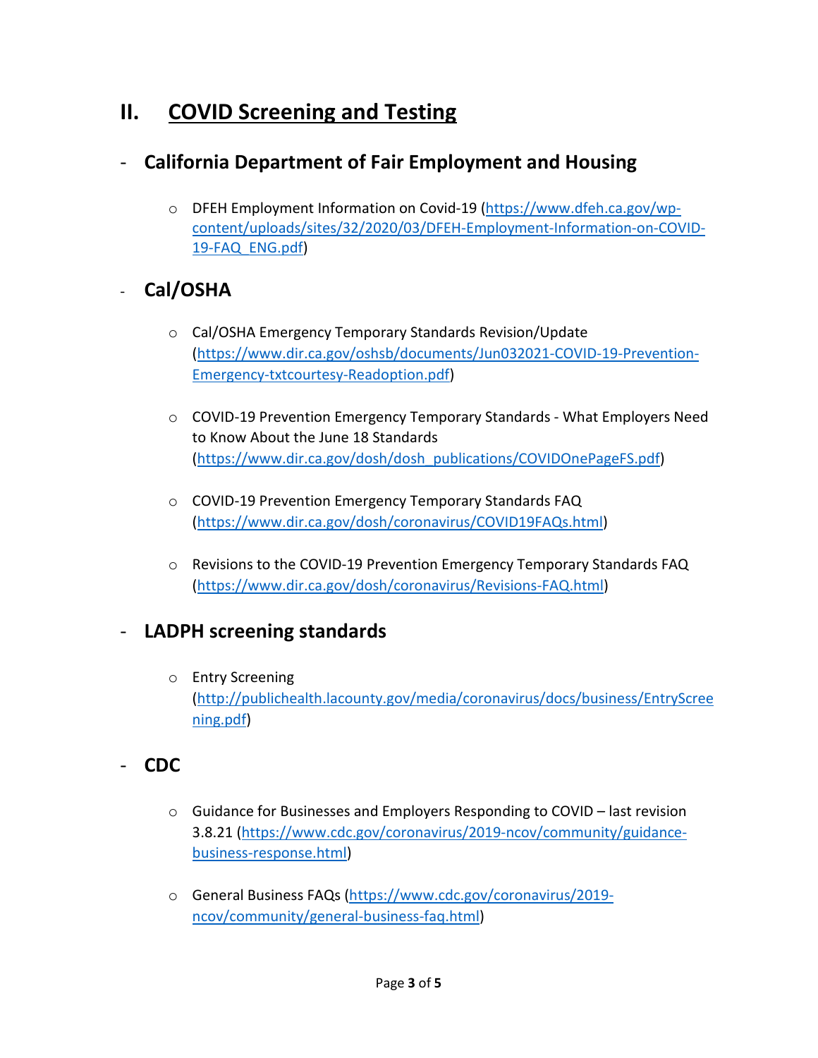# II. COVID Screening and Testing

- **California Department of Fair Employment and Housing**
  - DFEH Employment Information on Covid-19 (https://www.dfeh.ca.gov/wp-content/uploads/sites/32/2020/03/DFEH-Employment-Information-on-COVID-19-FAQ_ENG.pdf)

- **Cal/OSHA**
  - Cal/OSHA Emergency Temporary Standards Revision/Update (https://www.dir.ca.gov/oshsb/documents/Jun032021-COVID-19-Prevention-Emergency-txtcourtesy-Readoption.pdf)
  - COVID-19 Prevention Emergency Temporary Standards - What Employers Need to Know About the June 18 Standards (https://www.dir.ca.gov/dosh/dosh_publications/COVIDOnePageFS.pdf)
  - COVID-19 Prevention Emergency Temporary Standards FAQ (https://www.dir.ca.gov/dosh/coronavirus/COVID19FAQs.html)
  - Revisions to the COVID-19 Prevention Emergency Temporary Standards FAQ (https://www.dir.ca.gov/dosh/coronavirus/Revisions-FAQ.html)

- **LADPH screening standards**
  - Entry Screening (http://publichealth.lacounty.gov/media/coronavirus/docs/business/EntryScreening.pdf)

- **CDC**
  - Guidance for Businesses and Employers Responding to COVID – last revision 3.8.21 (https://www.cdc.gov/coronavirus/2019-ncov/community/guidance-business-response.html)
  - General Business FAQs (https://www.cdc.gov/coronavirus/2019-ncov/community/general-business-faq.html)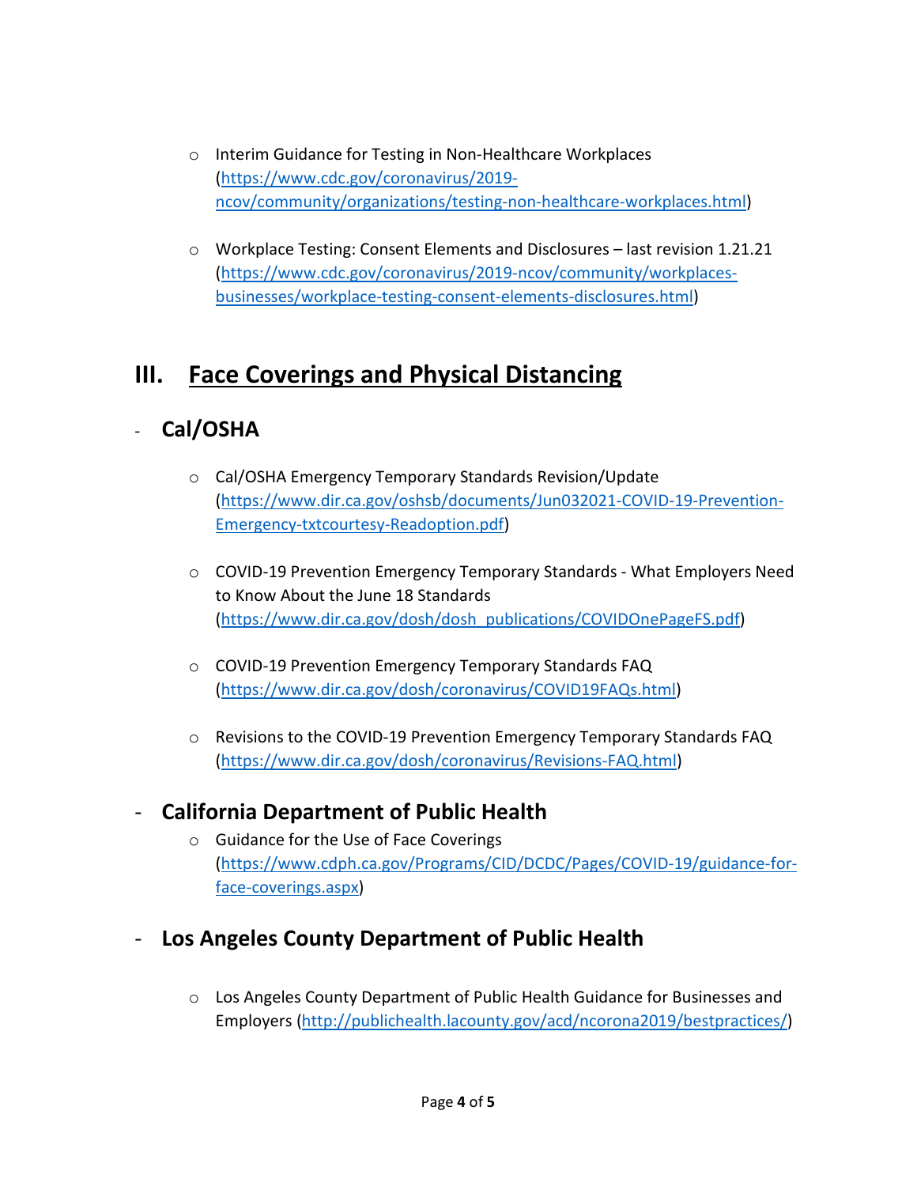- Interim Guidance for Testing in Non-Healthcare Workplaces (https://www.cdc.gov/coronavirus/2019-ncov/community/organizations/testing-non-healthcare-workplaces.html)

- Workplace Testing: Consent Elements and Disclosures – last revision 1.21.21 (https://www.cdc.gov/coronavirus/2019-ncov/community/workplaces-businesses/workplace-testing-consent-elements-disclosures.html)

## III. Face Coverings and Physical Distancing

### Cal/OSHA

- Cal/OSHA Emergency Temporary Standards Revision/Update (https://www.dir.ca.gov/oshsb/documents/Jun032021-COVID-19-Prevention-Emergency-txtcourtesy-Readoption.pdf)

- COVID-19 Prevention Emergency Temporary Standards - What Employers Need to Know About the June 18 Standards (https://www.dir.ca.gov/dosh/dosh_publications/COVIDOnePageFS.pdf)

- COVID-19 Prevention Emergency Temporary Standards FAQ (https://www.dir.ca.gov/dosh/coronavirus/COVID19FAQs.html)

- Revisions to the COVID-19 Prevention Emergency Temporary Standards FAQ (https://www.dir.ca.gov/dosh/coronavirus/Revisions-FAQ.html)

### California Department of Public Health

- Guidance for the Use of Face Coverings (https://www.cdph.ca.gov/Programs/CID/DCDC/Pages/COVID-19/guidance-for-face-coverings.aspx)

### Los Angeles County Department of Public Health

- Los Angeles County Department of Public Health Guidance for Businesses and Employers (http://publichealth.lacounty.gov/acd/ncorona2019/bestpractices/)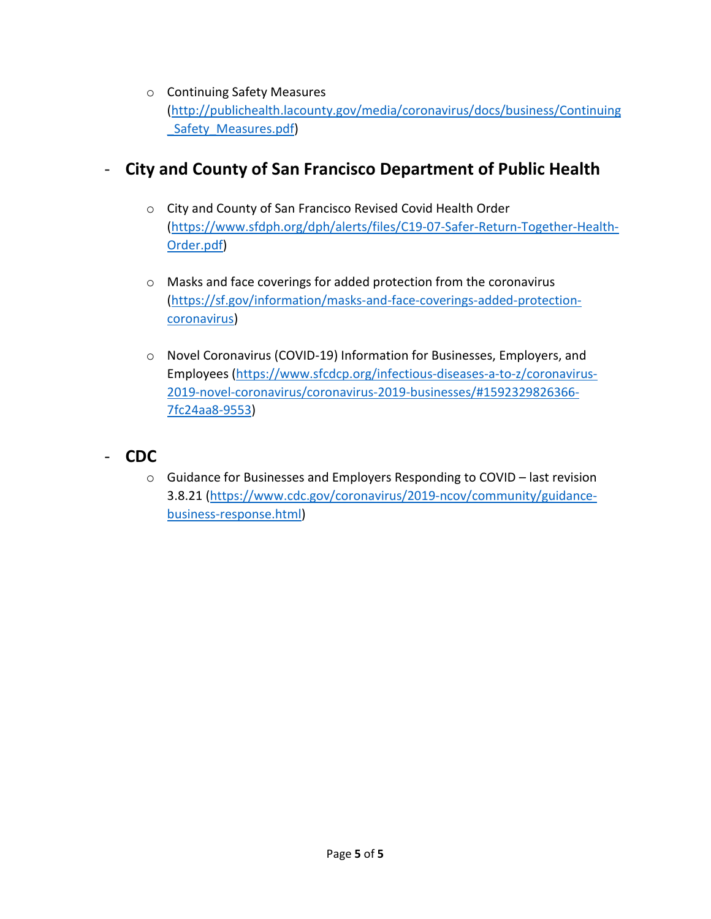- Continuing Safety Measures (http://publichealth.lacounty.gov/media/coronavirus/docs/business/Continuing_Safety_Measures.pdf)

- **City and County of San Francisco Department of Public Health**

  - City and County of San Francisco Revised Covid Health Order (https://www.sfdph.org/dph/alerts/files/C19-07-Safer-Return-Together-Health-Order.pdf)

  - Masks and face coverings for added protection from the coronavirus (https://sf.gov/information/masks-and-face-coverings-added-protection-coronavirus)

  - Novel Coronavirus (COVID-19) Information for Businesses, Employers, and Employees (https://www.sfcdcp.org/infectious-diseases-a-to-z/coronavirus-2019-novel-coronavirus/coronavirus-2019-businesses/#1592329826366-7fc24aa8-9553)

- **CDC**
  - Guidance for Businesses and Employers Responding to COVID – last revision 3.8.21 (https://www.cdc.gov/coronavirus/2019-ncov/community/guidance-business-response.html)